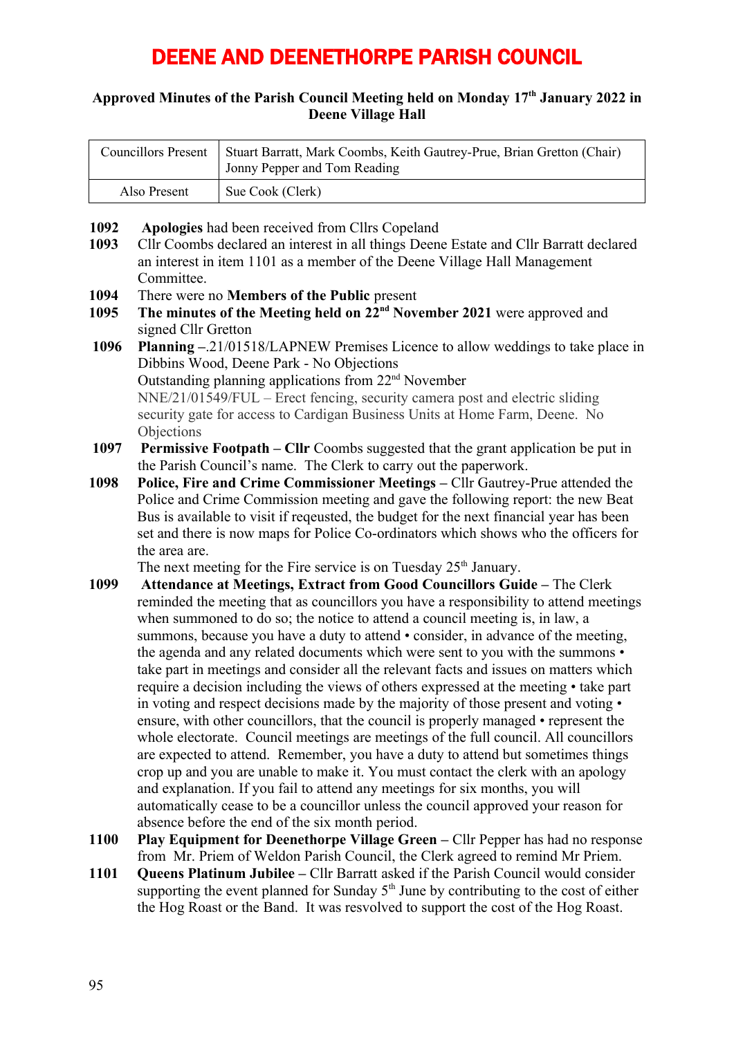# DEENE AND DEENETHORPE PARISH COUNCIL

**Approved Minutes of the Parish Council Meeting held on Monday 17th January 2022 in Deene Village Hall**

| Councillors Present | Stuart Barratt, Mark Coombs, Keith Gautrey-Prue, Brian Gretton (Chair) Jonny Pepper and Tom Reading |
|---|---|
| Also Present | Sue Cook (Clerk) |

**1092** **Apologies** had been received from Cllrs Copeland

**1093** Cllr Coombs declared an interest in all things Deene Estate and Cllr Barratt declared an interest in item 1101 as a member of the Deene Village Hall Management Committee.

**1094** There were no **Members of the Public** present

**1095** **The minutes of the Meeting held on 22nd November 2021** were approved and signed Cllr Gretton

**1096** **Planning** –.21/01518/LAPNEW Premises Licence to allow weddings to take place in Dibbins Wood, Deene Park - No Objections
Outstanding planning applications from 22nd November
NNE/21/01549/FUL – Erect fencing, security camera post and electric sliding security gate for access to Cardigan Business Units at Home Farm, Deene. No Objections

**1097** **Permissive Footpath – Cllr** Coombs suggested that the grant application be put in the Parish Council's name. The Clerk to carry out the paperwork.

**1098** **Police, Fire and Crime Commissioner Meetings –** Cllr Gautrey-Prue attended the Police and Crime Commission meeting and gave the following report: the new Beat Bus is available to visit if reqeusted, the budget for the next financial year has been set and there is now maps for Police Co-ordinators which shows who the officers for the area are.
The next meeting for the Fire service is on Tuesday 25th January.

**1099** **Attendance at Meetings, Extract from Good Councillors Guide –** The Clerk reminded the meeting that as councillors you have a responsibility to attend meetings when summoned to do so; the notice to attend a council meeting is, in law, a summons, because you have a duty to attend • consider, in advance of the meeting, the agenda and any related documents which were sent to you with the summons • take part in meetings and consider all the relevant facts and issues on matters which require a decision including the views of others expressed at the meeting • take part in voting and respect decisions made by the majority of those present and voting • ensure, with other councillors, that the council is properly managed • represent the whole electorate. Council meetings are meetings of the full council. All councillors are expected to attend. Remember, you have a duty to attend but sometimes things crop up and you are unable to make it. You must contact the clerk with an apology and explanation. If you fail to attend any meetings for six months, you will automatically cease to be a councillor unless the council approved your reason for absence before the end of the six month period.

**1100** **Play Equipment for Deenethorpe Village Green –** Cllr Pepper has had no response from Mr. Priem of Weldon Parish Council, the Clerk agreed to remind Mr Priem.

**1101** **Queens Platinum Jubilee –** Cllr Barratt asked if the Parish Council would consider supporting the event planned for Sunday 5th June by contributing to the cost of either the Hog Roast or the Band. It was resvolved to support the cost of the Hog Roast.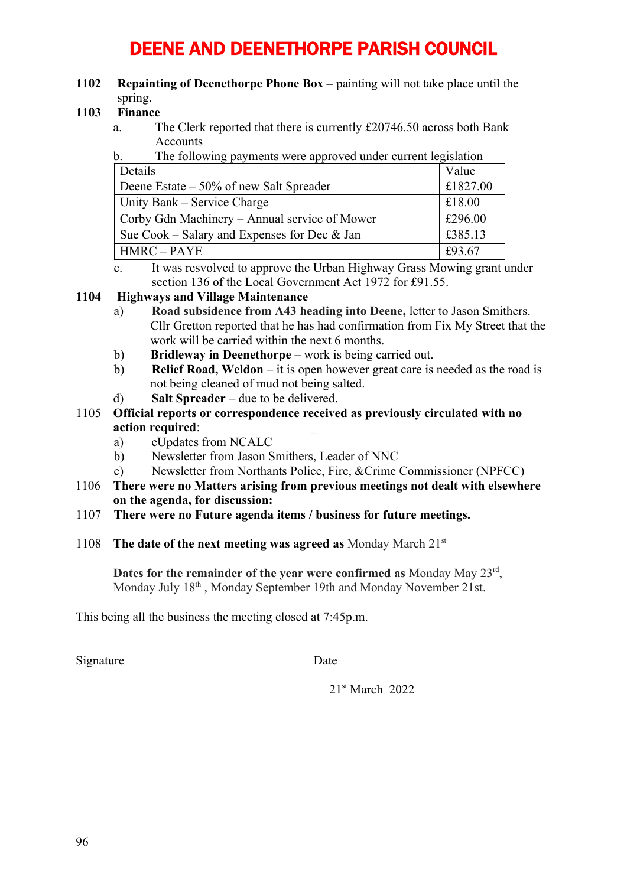# DEENE AND DEENETHORPE PARISH COUNCIL

**1102 Repainting of Deenethorpe Phone Box –** painting will not take place until the spring.

**1103 Finance**

a. The Clerk reported that there is currently £20746.50 across both Bank Accounts

b. The following payments were approved under current legislation

| Details | Value |
|---|---|
| Deene Estate – 50% of new Salt Spreader | £1827.00 |
| Unity Bank – Service Charge | £18.00 |
| Corby Gdn Machinery – Annual service of Mower | £296.00 |
| Sue Cook – Salary and Expenses for Dec & Jan | £385.13 |
| HMRC – PAYE | £93.67 |

c. It was resvolved to approve the Urban Highway Grass Mowing grant under section 136 of the Local Government Act 1972 for £91.55.

**1104 Highways and Village Maintenance**

a) **Road subsidence from A43 heading into Deene,** letter to Jason Smithers. Cllr Gretton reported that he has had confirmation from Fix My Street that the work will be carried within the next 6 months.

b) **Bridleway in Deenethorpe** – work is being carried out.

b) **Relief Road, Weldon** – it is open however great care is needed as the road is not being cleaned of mud not being salted.

d) **Salt Spreader** – due to be delivered.

1105 **Official reports or correspondence received as previously circulated with no action required**:

a) eUpdates from NCALC

b) Newsletter from Jason Smithers, Leader of NNC

c) Newsletter from Northants Police, Fire, &Crime Commissioner (NPFCC)

1106 **There were no Matters arising from previous meetings not dealt with elsewhere on the agenda, for discussion:**

1107 **There were no Future agenda items / business for future meetings.**

1108 **The date of the next meeting was agreed as** Monday March 21st

**Dates for the remainder of the year were confirmed as** Monday May 23rd, Monday July 18th , Monday September 19th and Monday November 21st.

This being all the business the meeting closed at 7:45p.m.

Signature Date

21st March 2022